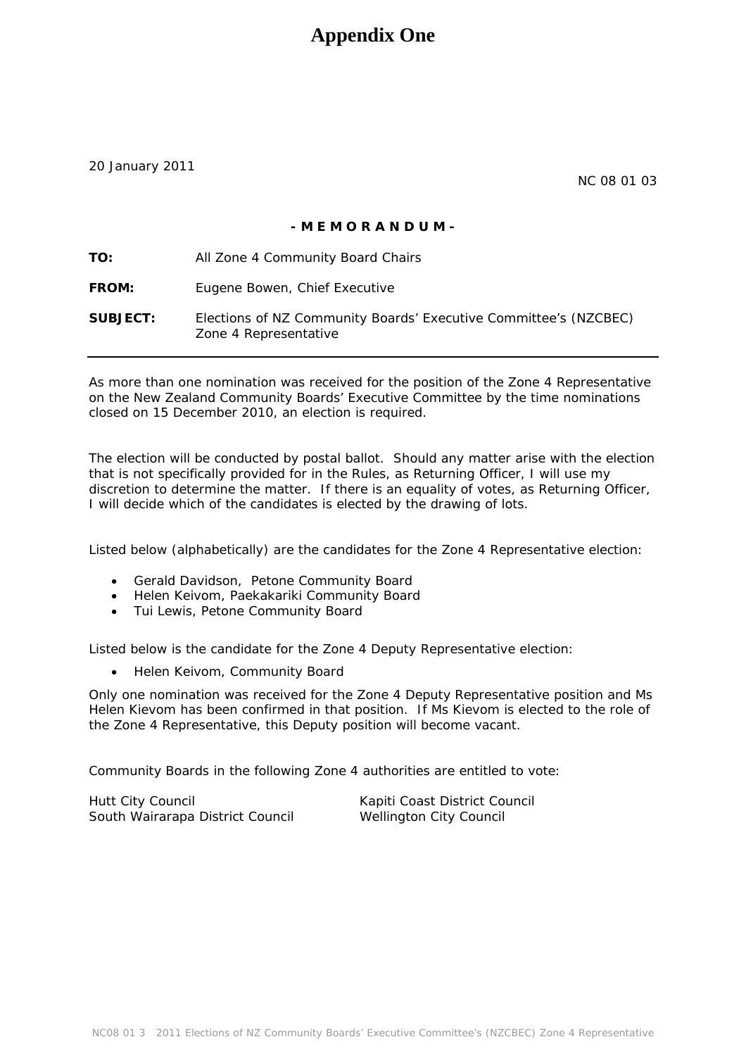# Appendix One

20 January 2011

NC 08 01 03

**- M E M O R A N D U M -**

**TO:** All Zone 4 Community Board Chairs

**FROM:** Eugene Bowen, Chief Executive

**SUBJECT:** Elections of NZ Community Boards' Executive Committee's (NZCBEC) Zone 4 Representative

---

As more than one nomination was received for the position of the Zone 4 Representative on the New Zealand Community Boards' Executive Committee by the time nominations closed on 15 December 2010, an election is required.

The election will be conducted by postal ballot. Should any matter arise with the election that is not specifically provided for in the Rules, as Returning Officer, I will use my discretion to determine the matter. If there is an equality of votes, as Returning Officer, I will decide which of the candidates is elected by the drawing of lots.

Listed below (alphabetically) are the candidates for the Zone 4 Representative election:

- Gerald Davidson, Petone Community Board
- Helen Keivom, Paekakariki Community Board
- Tui Lewis, Petone Community Board

Listed below is the candidate for the Zone 4 Deputy Representative election:

- Helen Keivom, Community Board

Only one nomination was received for the Zone 4 Deputy Representative position and Ms Helen Kievom has been confirmed in that position. If Ms Kievom is elected to the role of the Zone 4 Representative, this Deputy position will become vacant.

Community Boards in the following Zone 4 authorities are entitled to vote:

Hutt City Council
Kapiti Coast District Council
South Wairarapa District Council
Wellington City Council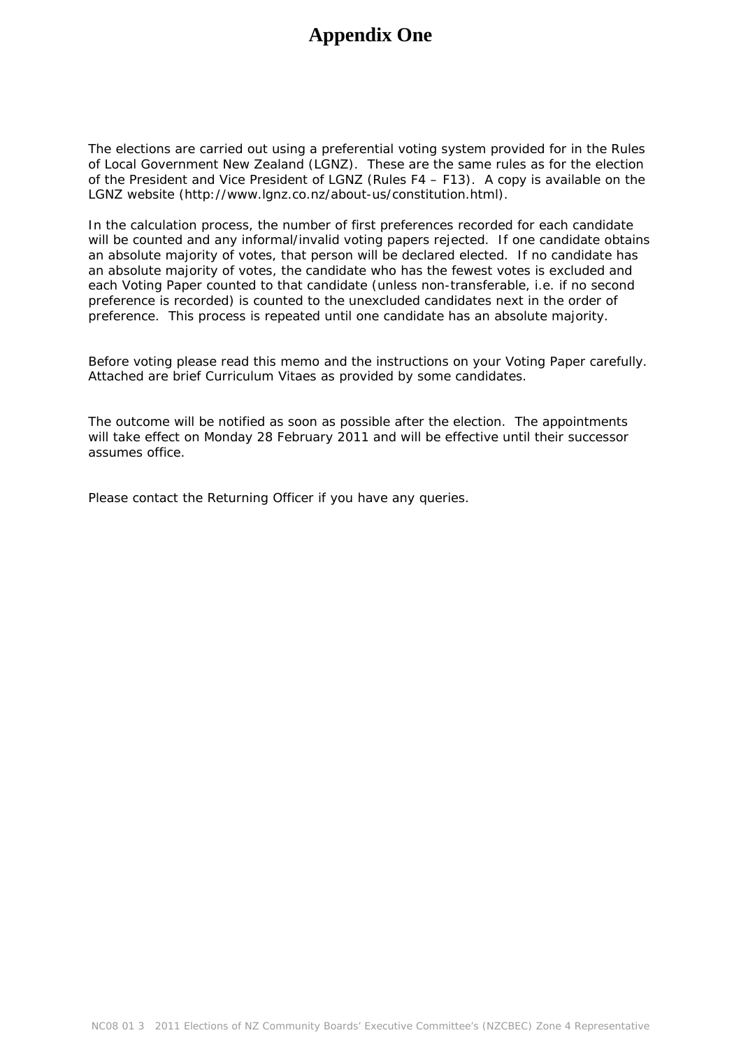# Appendix One

The elections are carried out using a preferential voting system provided for in the Rules of Local Government New Zealand (LGNZ). These are the same rules as for the election of the President and Vice President of LGNZ (Rules F4 – F13). A copy is available on the LGNZ website (http://www.lgnz.co.nz/about-us/constitution.html).

In the calculation process, the number of first preferences recorded for each candidate will be counted and any informal/invalid voting papers rejected. If one candidate obtains an absolute majority of votes, that person will be declared elected. If no candidate has an absolute majority of votes, the candidate who has the fewest votes is excluded and each Voting Paper counted to that candidate (unless non-transferable, i.e. if no second preference is recorded) is counted to the unexcluded candidates next in the order of preference. This process is repeated until one candidate has an absolute majority.

Before voting please read this memo and the instructions on your Voting Paper carefully. Attached are brief Curriculum Vitaes as provided by some candidates.

The outcome will be notified as soon as possible after the election. The appointments will take effect on Monday 28 February 2011 and will be effective until their successor assumes office.

Please contact the Returning Officer if you have any queries.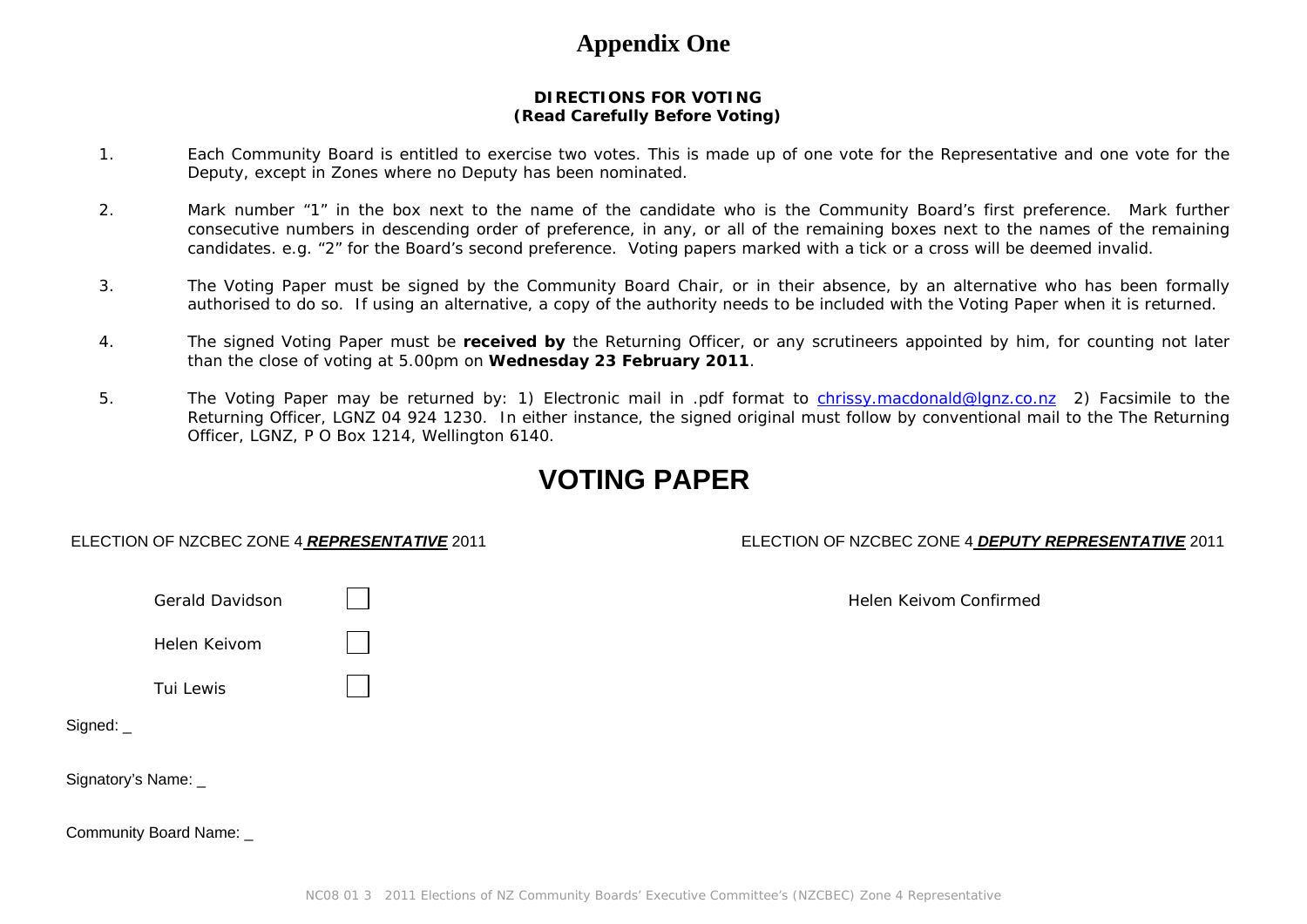# Appendix One

**DIRECTIONS FOR VOTING**
**(Read Carefully Before Voting)**

1. Each Community Board is entitled to exercise two votes. This is made up of one vote for the Representative and one vote for the Deputy, except in Zones where no Deputy has been nominated.

2. Mark number "1" in the box next to the name of the candidate who is the Community Board's first preference. Mark further consecutive numbers in descending order of preference, in any, or all of the remaining boxes next to the names of the remaining candidates. e.g. "2" for the Board's second preference. Voting papers marked with a tick or a cross will be deemed invalid.

3. The Voting Paper must be signed by the Community Board Chair, or in their absence, by an alternative who has been formally authorised to do so. If using an alternative, a copy of the authority needs to be included with the Voting Paper when it is returned.

4. The signed Voting Paper must be **received by** the Returning Officer, or any scrutineers appointed by him, for counting not later than the close of voting at 5.00pm on **Wednesday 23 February 2011**.

5. The Voting Paper may be returned by: 1) Electronic mail in .pdf format to chrissy.macdonald@lgnz.co.nz 2) Facsimile to the Returning Officer, LGNZ 04 924 1230. In either instance, the signed original must follow by conventional mail to the The Returning Officer, LGNZ, P O Box 1214, Wellington 6140.

# VOTING PAPER

ELECTION OF NZCBEC ZONE 4 ***REPRESENTATIVE*** 2011

Gerald Davidson ☐

Helen Keivom ☐

Tui Lewis ☐

ELECTION OF NZCBEC ZONE 4 ***DEPUTY REPRESENTATIVE*** 2011

Helen Keivom Confirmed

Signed: _

Signatory's Name: _

Community Board Name: _

NC08 01 3 2011 Elections of NZ Community Boards' Executive Committee's (NZCBEC) Zone 4 Representative